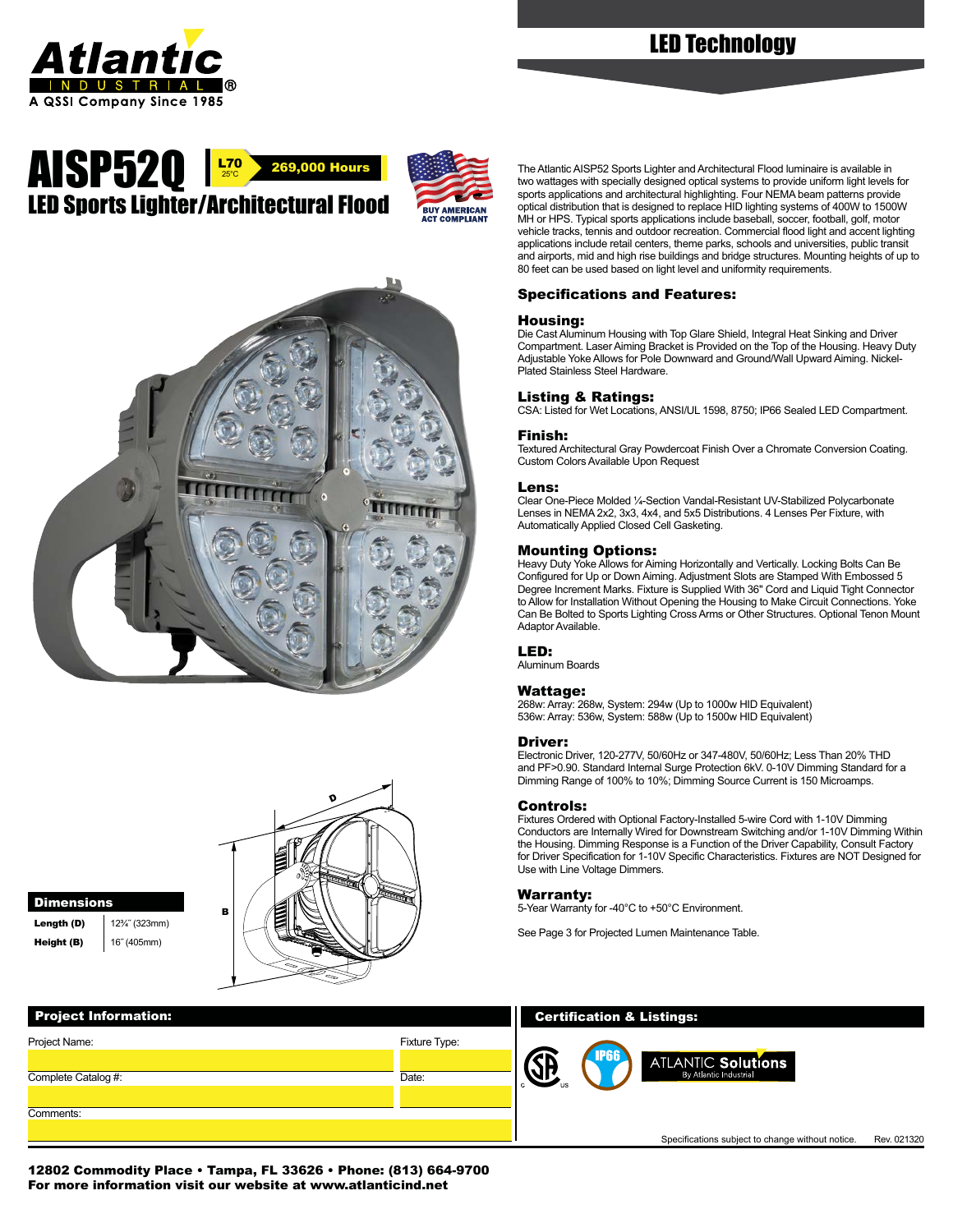Atlantic INDUSTRIAL®
A QSSI Company Since 1985

## LED Technology

# AISP52Q

L70 25°C **269,000 Hours**

BUY AMERICAN ACT COMPLIANT

## LED Sports Lighter/Architectural Flood

The Atlantic AISP52 Sports Lighter and Architectural Flood luminaire is available in two wattages with specially designed optical systems to provide uniform light levels for sports applications and architectural highlighting. Four NEMA beam patterns provide optical distribution that is designed to replace HID lighting systems of 400W to 1500W MH or HPS. Typical sports applications include baseball, soccer, football, golf, motor vehicle tracks, tennis and outdoor recreation. Commercial flood light and accent lighting applications include retail centers, theme parks, schools and universities, public transit and airports, mid and high rise buildings and bridge structures. Mounting heights of up to 80 feet can be used based on light level and uniformity requirements.

### Specifications and Features:

**Housing:**
Die Cast Aluminum Housing with Top Glare Shield, Integral Heat Sinking and Driver Compartment. Laser Aiming Bracket is Provided on the Top of the Housing. Heavy Duty Adjustable Yoke Allows for Pole Downward and Ground/Wall Upward Aiming. Nickel-Plated Stainless Steel Hardware.

**Listing & Ratings:**
CSA: Listed for Wet Locations, ANSI/UL 1598, 8750; IP66 Sealed LED Compartment.

**Finish:**
Textured Architectural Gray Powdercoat Finish Over a Chromate Conversion Coating. Custom Colors Available Upon Request

**Lens:**
Clear One-Piece Molded ¼-Section Vandal-Resistant UV-Stabilized Polycarbonate Lenses in NEMA 2x2, 3x3, 4x4, and 5x5 Distributions. 4 Lenses Per Fixture, with Automatically Applied Closed Cell Gasketing.

**Mounting Options:**
Heavy Duty Yoke Allows for Aiming Horizontally and Vertically. Locking Bolts Can Be Configured for Up or Down Aiming. Adjustment Slots are Stamped With Embossed 5 Degree Increment Marks. Fixture is Supplied With 36" Cord and Liquid Tight Connector to Allow for Installation Without Opening the Housing to Make Circuit Connections. Yoke Can Be Bolted to Sports Lighting Cross Arms or Other Structures. Optional Tenon Mount Adaptor Available.

**LED:**
Aluminum Boards

**Wattage:**
268w: Array: 268w, System: 294w (Up to 1000w HID Equivalent)
536w: Array: 536w, System: 588w (Up to 1500w HID Equivalent)

**Driver:**
Electronic Driver, 120-277V, 50/60Hz or 347-480V, 50/60Hz; Less Than 20% THD and PF>0.90. Standard Internal Surge Protection 6kV. 0-10V Dimming Standard for a Dimming Range of 100% to 10%; Dimming Source Current is 150 Microamps.

**Controls:**
Fixtures Ordered with Optional Factory-Installed 5-wire Cord with 1-10V Dimming Conductors are Internally Wired for Downstream Switching and/or 1-10V Dimming Within the Housing. Dimming Response is a Function of the Driver Capability, Consult Factory for Driver Specification for 1-10V Specific Characteristics. Fixtures are NOT Designed for Use with Line Voltage Dimmers.

**Warranty:**
5-Year Warranty for -40°C to +50°C Environment.

See Page 3 for Projected Lumen Maintenance Table.

### Dimensions

| | |
|---|---|
| **Length (D)** | 12¾" (323mm) |
| **Height (B)** | 16" (405mm) |

### Project Information:

| | |
|---|---|
| Project Name: | Fixture Type: |
| Complete Catalog #: | Date: |
| Comments: | |

### Certification & Listings:

CSA C US · IP66 · ATLANTIC Solutions By Atlantic Industrial

Specifications subject to change without notice. Rev. 021320

**12802 Commodity Place • Tampa, FL 33626 • Phone: (813) 664-9700**
**For more information visit our website at www.atlanticind.net**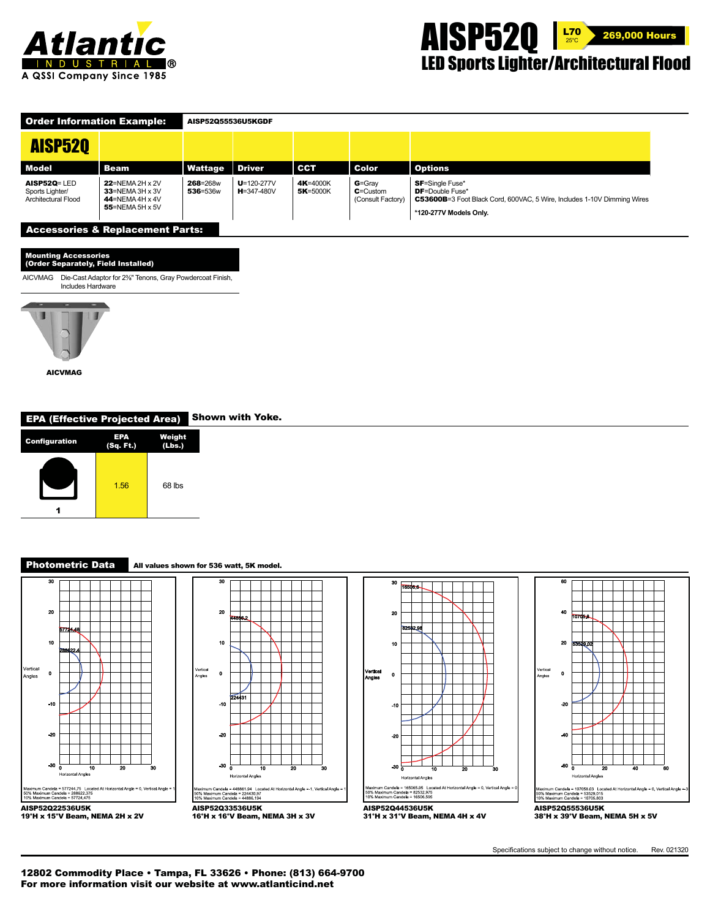# AISP52Q

L70 25°C 269,000 Hours

## LED Sports Lighter/Architectural Flood

## Order Information Example: AISP52Q55536U5KGDF

| Model | Beam | Wattage | Driver | CCT | Color | Options |
|---|---|---|---|---|---|---|
| **AISP52Q**= LED Sports Lighter/ Architectural Flood | **22**=NEMA 2H x 2V<br>**33**=NEMA 3H x 3V<br>**44**=NEMA 4H x 4V<br>**55**=NEMA 5H x 5V | **268**=268w<br>**536**=536w | **U**=120-277V<br>**H**=347-480V | **4K**=4000K<br>**5K**=5000K | **G**=Gray<br>**C**=Custom (Consult Factory) | **SF**=Single Fuse*<br>**DF**=Double Fuse*<br>**C53600B**=3 Foot Black Cord, 600VAC, 5 Wire, Includes 1-10V Dimming Wires<br>***120-277V Models Only.** |

## Accessories & Replacement Parts:

### Mounting Accessories (Order Separately, Field Installed)

| | |
|---|---|
| AICVMAG | Die-Cast Adaptor for 2⅜" Tenons, Gray Powdercoat Finish, Includes Hardware |

**AICVMAG**

## EPA (Effective Projected Area) Shown with Yoke.

| Configuration | EPA (Sq. Ft.) | Weight (Lbs.) |
|---|---|---|
| 1 | 1.56 | 68 lbs |

## Photometric Data

All values shown for 536 watt, 5K model.

Maximum Candela = 577244.75 Located At Horizontal Angle = 0, Vertical Angle = 1
50% Maximum Candela = 288622.375
10% Maximum Candela = 57724.475

**AISP52Q22536U5K**
**19°H x 15°V Beam, NEMA 2H x 2V**

Maximum Candela = 448861.94 Located At Horizontal Angle = -1, Vertical Angle = 1
50% Maximum Candela = 224430.97
10% Maximum Candela = 44886.194

**AISP52Q33536U5K**
**16°H x 16°V Beam, NEMA 3H x 3V**

Maximum Candela = 165065.95 Located At Horizontal Angle = 0, Vertical Angle = 0
50% Maximum Candela = 82532.975
10% Maximum Candela = 16506.595

**AISP52Q44536U5K**
**31°H x 31°V Beam, NEMA 4H x 4V**

Maximum Candela = 107058.03 Located At Horizontal Angle = 0, Vertical Angle = -3
50% Maximum Candela = 53529.015
10% Maximum Candela = 10705.803

**AISP52Q55536U5K**
**38°H x 39°V Beam, NEMA 5H x 5V**

Specifications subject to change without notice. Rev. 021320

**12802 Commodity Place • Tampa, FL 33626 • Phone: (813) 664-9700**
**For more information visit our website at www.atlanticind.net**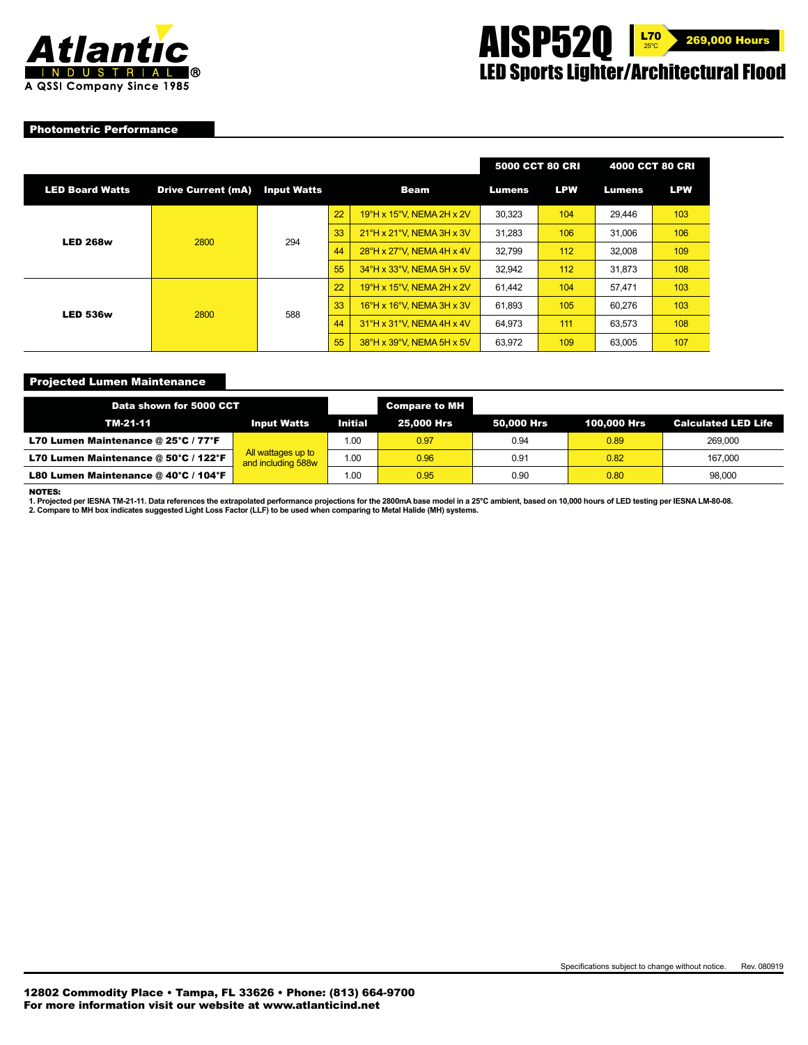# AISP52Q

L70 25°C 269,000 Hours

## LED Sports Lighter/Architectural Flood

Atlantic INDUSTRIAL® A QSSI Company Since 1985

### Photometric Performance

| | | | | | 5000 CCT 80 CRI | | 4000 CCT 80 CRI | |
|---|---|---|---|---|---|---|---|---|
| **LED Board Watts** | **Drive Current (mA)** | **Input Watts** | **Beam** | | **Lumens** | **LPW** | **Lumens** | **LPW** |
| **LED 268w** | 2800 | 294 | 22 | 19°H x 15°V, NEMA 2H x 2V | 30,323 | 104 | 29,446 | 103 |
| | | | 33 | 21°H x 21°V, NEMA 3H x 3V | 31,283 | 106 | 31,006 | 106 |
| | | | 44 | 28°H x 27°V, NEMA 4H x 4V | 32,799 | 112 | 32,008 | 109 |
| | | | 55 | 34°H x 33°V, NEMA 5H x 5V | 32,942 | 112 | 31,873 | 108 |
| **LED 536w** | 2800 | 588 | 22 | 19°H x 15°V, NEMA 2H x 2V | 61,442 | 104 | 57,471 | 103 |
| | | | 33 | 16°H x 16°V, NEMA 3H x 3V | 61,893 | 105 | 60,276 | 103 |
| | | | 44 | 31°H x 31°V, NEMA 4H x 4V | 64,973 | 111 | 63,573 | 108 |
| | | | 55 | 38°H x 39°V, NEMA 5H x 5V | 63,972 | 109 | 63,005 | 107 |

### Projected Lumen Maintenance

| Data shown for 5000 CCT | | | Compare to MH | | | |
|---|---|---|---|---|---|---|
| **TM-21-11** | **Input Watts** | **Initial** | **25,000 Hrs** | **50,000 Hrs** | **100,000 Hrs** | **Calculated LED Life** |
| **L70 Lumen Maintenance @ 25°C / 77°F** | All wattages up to and including 588w | 1.00 | 0.97 | 0.94 | 0.89 | 269,000 |
| **L70 Lumen Maintenance @ 50°C / 122°F** | | 1.00 | 0.96 | 0.91 | 0.82 | 167,000 |
| **L80 Lumen Maintenance @ 40°C / 104°F** | | 1.00 | 0.95 | 0.90 | 0.80 | 98,000 |

**NOTES:**
1. Projected per IESNA TM-21-11. Data references the extrapolated performance projections for the 2800mA base model in a 25°C ambient, based on 10,000 hours of LED testing per IESNA LM-80-08.
2. Compare to MH box indicates suggested Light Loss Factor (LLF) to be used when comparing to Metal Halide (MH) systems.

Specifications subject to change without notice. Rev. 080919

**12802 Commodity Place • Tampa, FL 33626 • Phone: (813) 664-9700**
**For more information visit our website at www.atlanticind.net**